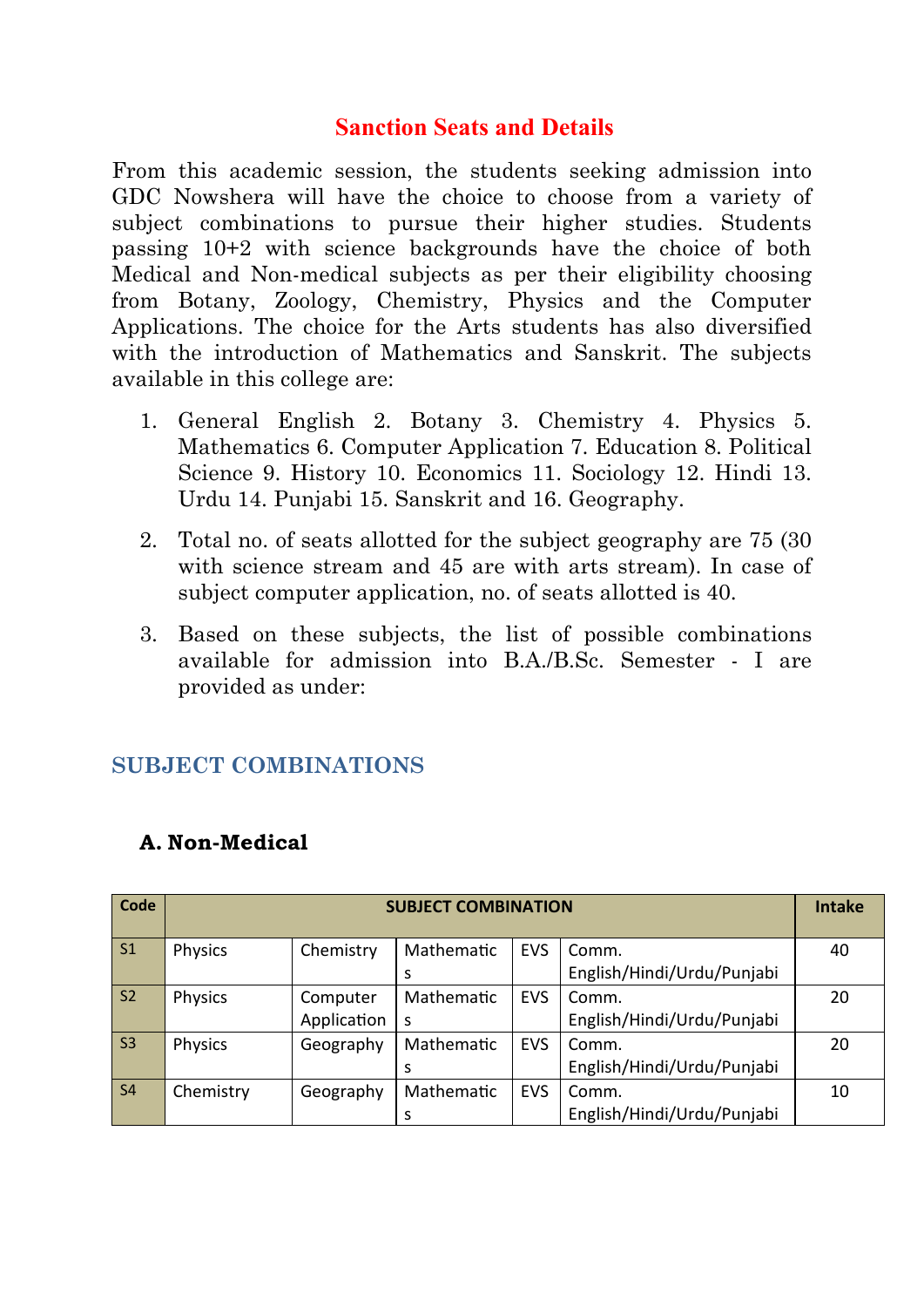# Sanction Seats and Details

From this academic session, the students seeking admission into GDC Nowshera will have the choice to choose from a variety of subject combinations to pursue their higher studies. Students passing 10+2 with science backgrounds have the choice of both Medical and Non-medical subjects as per their eligibility choosing from Botany, Zoology, Chemistry, Physics and the Computer Applications. The choice for the Arts students has also diversified with the introduction of Mathematics and Sanskrit. The subjects available in this college are:

1. General English 2. Botany 3. Chemistry 4. Physics 5. Mathematics 6. Computer Application 7. Education 8. Political Science 9. History 10. Economics 11. Sociology 12. Hindi 13. Urdu 14. Punjabi 15. Sanskrit and 16. Geography.
2. Total no. of seats allotted for the subject geography are 75 (30 with science stream and 45 are with arts stream). In case of subject computer application, no. of seats allotted is 40.
3. Based on these subjects, the list of possible combinations available for admission into B.A./B.Sc. Semester - I are provided as under:

## SUBJECT COMBINATIONS

### A. Non-Medical

| Code | SUBJECT COMBINATION | | | | | Intake |
|---|---|---|---|---|---|---|
| S1 | Physics | Chemistry | Mathematics | EVS | Comm. English/Hindi/Urdu/Punjabi | 40 |
| S2 | Physics | Computer Application | Mathematics | EVS | Comm. English/Hindi/Urdu/Punjabi | 20 |
| S3 | Physics | Geography | Mathematics | EVS | Comm. English/Hindi/Urdu/Punjabi | 20 |
| S4 | Chemistry | Geography | Mathematics | EVS | Comm. English/Hindi/Urdu/Punjabi | 10 |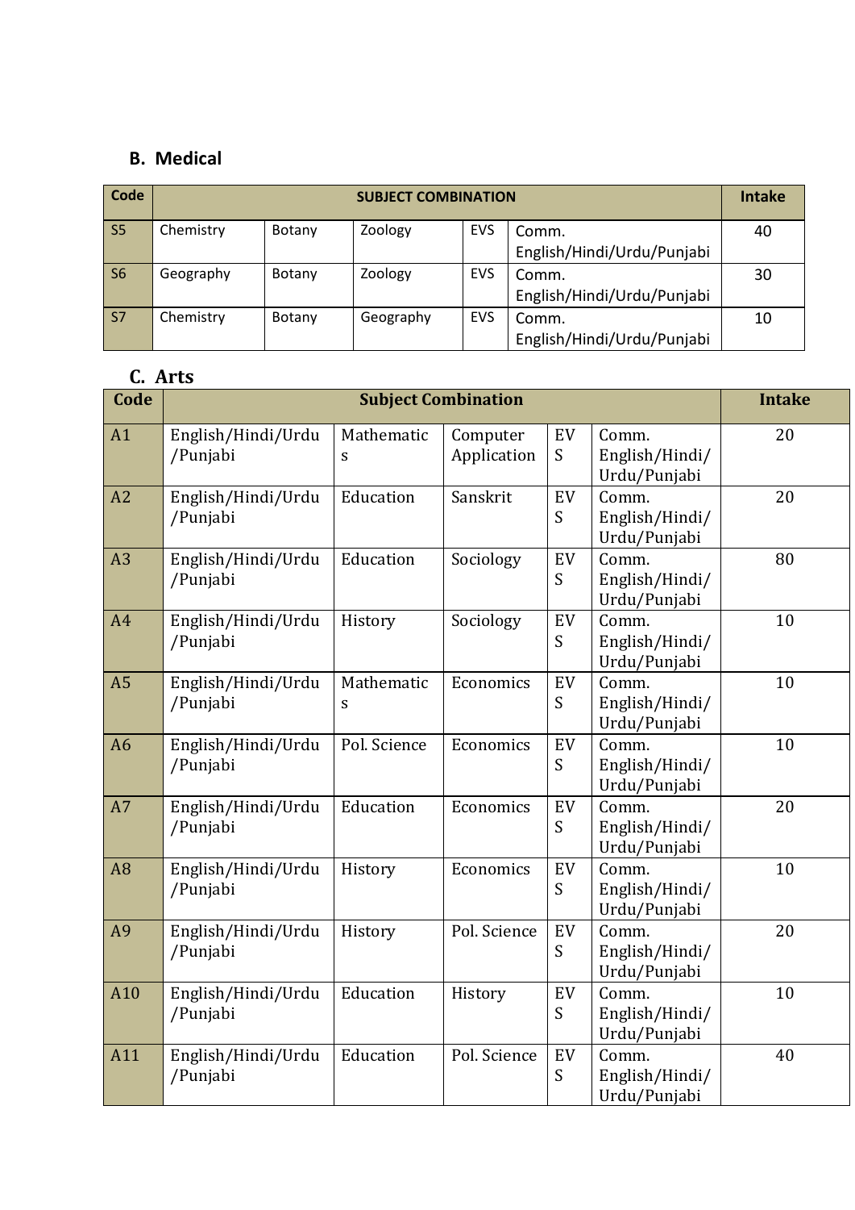### B. Medical

| Code | SUBJECT COMBINATION | | | | | Intake |
|---|---|---|---|---|---|---|
| S5 | Chemistry | Botany | Zoology | EVS | Comm. English/Hindi/Urdu/Punjabi | 40 |
| S6 | Geography | Botany | Zoology | EVS | Comm. English/Hindi/Urdu/Punjabi | 30 |
| S7 | Chemistry | Botany | Geography | EVS | Comm. English/Hindi/Urdu/Punjabi | 10 |

### C. Arts

| Code | Subject Combination | | | | | Intake |
|---|---|---|---|---|---|---|
| A1 | English/Hindi/Urdu/Punjabi | Mathematics | Computer Application | EVS | Comm. English/Hindi/Urdu/Punjabi | 20 |
| A2 | English/Hindi/Urdu/Punjabi | Education | Sanskrit | EVS | Comm. English/Hindi/Urdu/Punjabi | 20 |
| A3 | English/Hindi/Urdu/Punjabi | Education | Sociology | EVS | Comm. English/Hindi/Urdu/Punjabi | 80 |
| A4 | English/Hindi/Urdu/Punjabi | History | Sociology | EVS | Comm. English/Hindi/Urdu/Punjabi | 10 |
| A5 | English/Hindi/Urdu/Punjabi | Mathematics | Economics | EVS | Comm. English/Hindi/Urdu/Punjabi | 10 |
| A6 | English/Hindi/Urdu/Punjabi | Pol. Science | Economics | EVS | Comm. English/Hindi/Urdu/Punjabi | 10 |
| A7 | English/Hindi/Urdu/Punjabi | Education | Economics | EVS | Comm. English/Hindi/Urdu/Punjabi | 20 |
| A8 | English/Hindi/Urdu/Punjabi | History | Economics | EVS | Comm. English/Hindi/Urdu/Punjabi | 10 |
| A9 | English/Hindi/Urdu/Punjabi | History | Pol. Science | EVS | Comm. English/Hindi/Urdu/Punjabi | 20 |
| A10 | English/Hindi/Urdu/Punjabi | Education | History | EVS | Comm. English/Hindi/Urdu/Punjabi | 10 |
| A11 | English/Hindi/Urdu/Punjabi | Education | Pol. Science | EVS | Comm. English/Hindi/Urdu/Punjabi | 40 |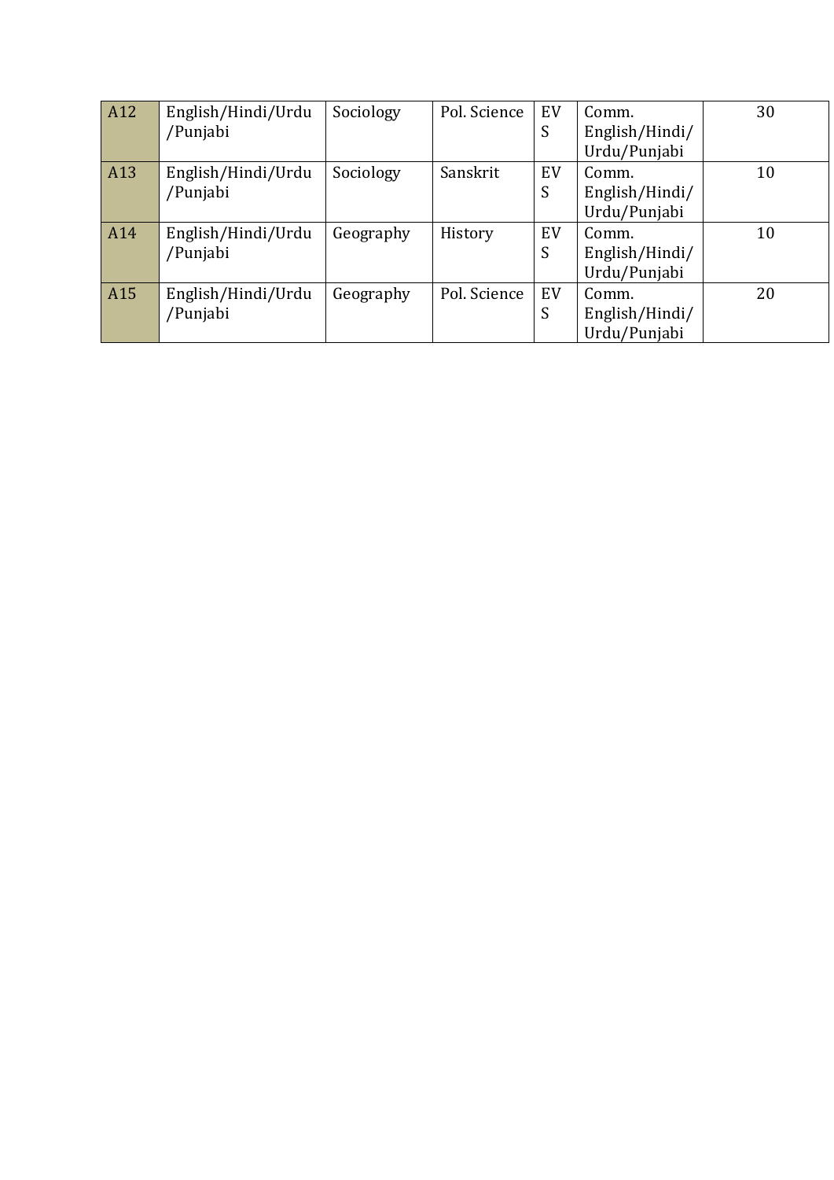| | | | | | | |
|---|---|---|---|---|---|---|
| A12 | English/Hindi/Urdu/Punjabi | Sociology | Pol. Science | EVS | Comm. English/Hindi/Urdu/Punjabi | 30 |
| A13 | English/Hindi/Urdu/Punjabi | Sociology | Sanskrit | EVS | Comm. English/Hindi/Urdu/Punjabi | 10 |
| A14 | English/Hindi/Urdu/Punjabi | Geography | History | EVS | Comm. English/Hindi/Urdu/Punjabi | 10 |
| A15 | English/Hindi/Urdu/Punjabi | Geography | Pol. Science | EVS | Comm. English/Hindi/Urdu/Punjabi | 20 |